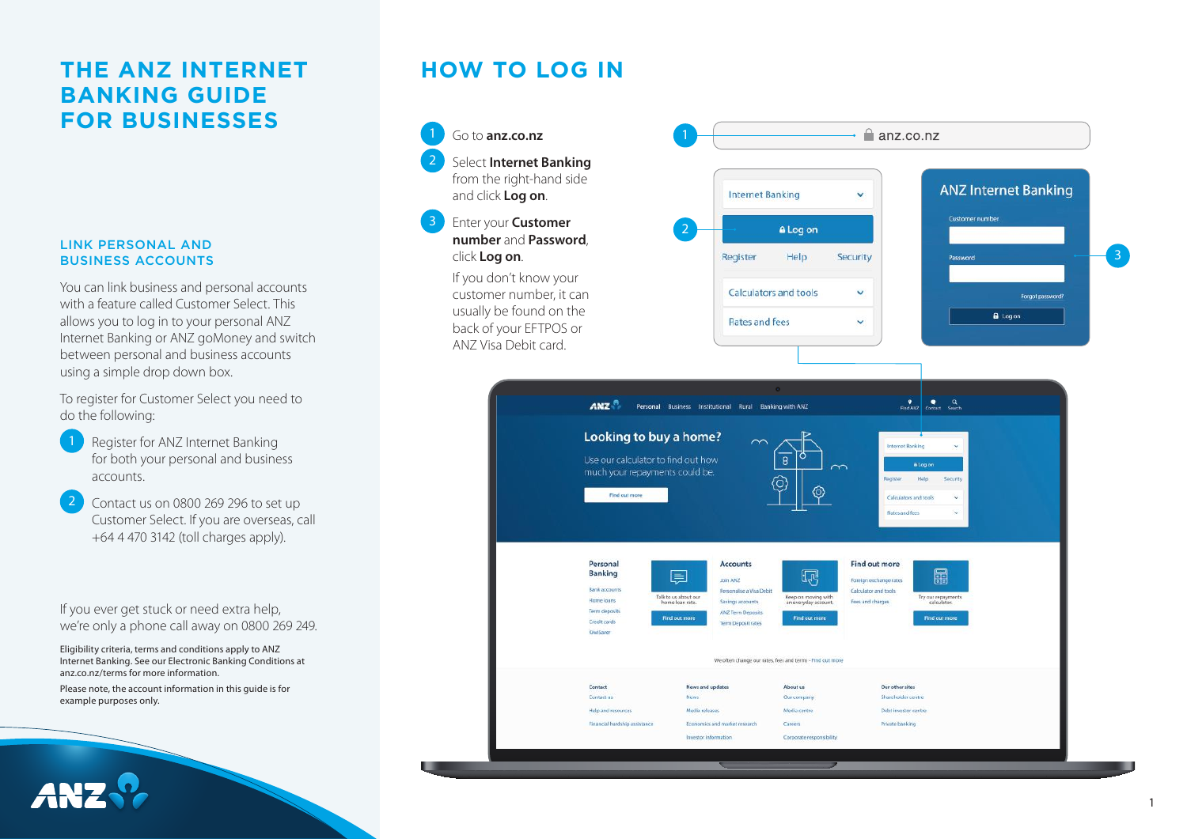# THE ANZ INTERNET BANKING GUIDE FOR BUSINESSES

### LINK PERSONAL AND BUSINESS ACCOUNTS

You can link business and personal accounts with a feature called Customer Select. This allows you to log in to your personal ANZ Internet Banking or ANZ goMoney and switch between personal and business accounts using a simple drop down box.

To register for Customer Select you need to do the following:

1. Register for ANZ Internet Banking for both your personal and business accounts.
2. Contact us on 0800 269 296 to set up Customer Select. If you are overseas, call +64 4 470 3142 (toll charges apply).

If you ever get stuck or need extra help, we're only a phone call away on 0800 269 249.

Eligibility criteria, terms and conditions apply to ANZ Internet Banking. See our Electronic Banking Conditions at anz.co.nz/terms for more information.

Please note, the account information in this guide is for example purposes only.

## HOW TO LOG IN

1. Go to **anz.co.nz**
2. Select **Internet Banking** from the right-hand side and click **Log on**.
3. Enter your **Customer number** and **Password**, click **Log on**.

   If you don't know your customer number, it can usually be found on the back of your EFTPOS or ANZ Visa Debit card.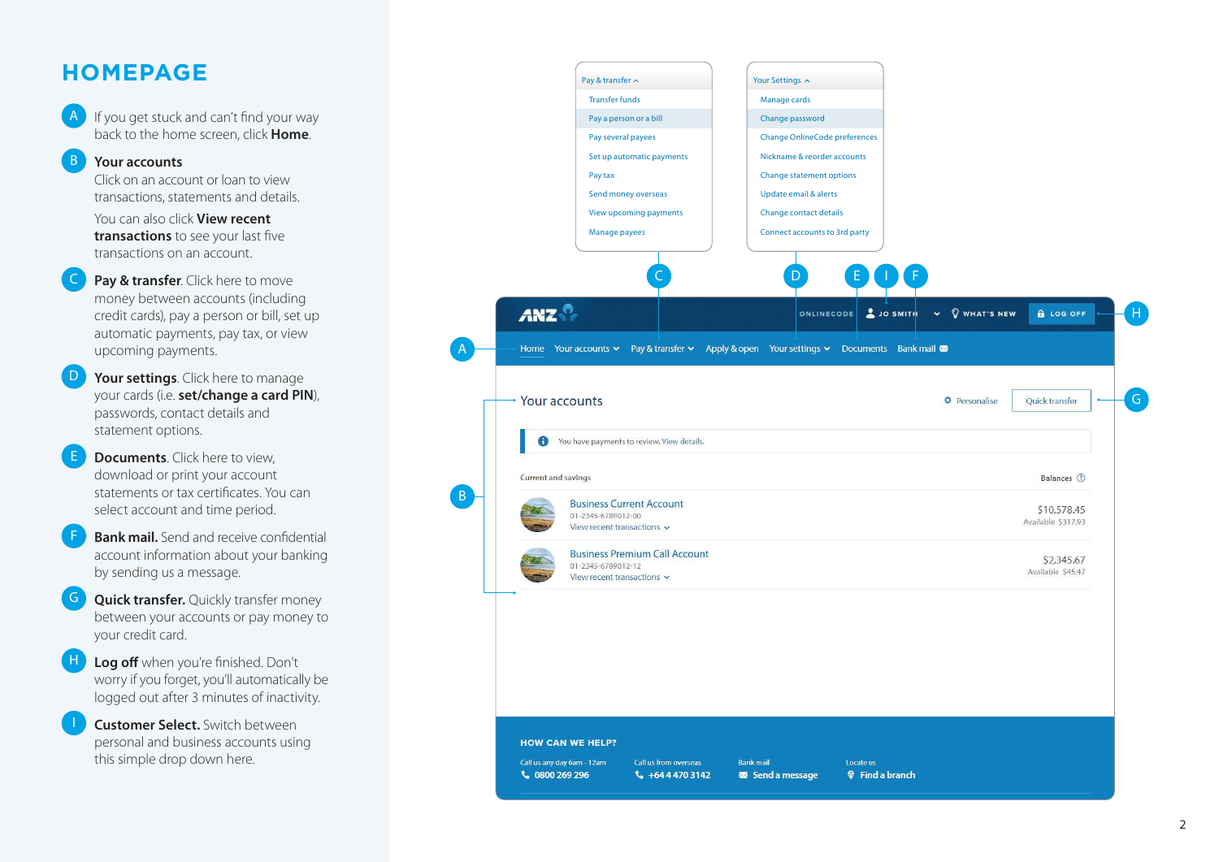# HOMEPAGE

**A** If you get stuck and can't find your way back to the home screen, click **Home**.

**B** **Your accounts**
Click on an account or loan to view transactions, statements and details.

You can also click **View recent transactions** to see your last five transactions on an account.

**C** **Pay & transfer**. Click here to move money between accounts (including credit cards), pay a person or bill, set up automatic payments, pay tax, or view upcoming payments.

**D** **Your settings**. Click here to manage your cards (i.e. **set/change a card PIN**), passwords, contact details and statement options.

**E** **Documents**. Click here to view, download or print your account statements or tax certificates. You can select account and time period.

**F** **Bank mail.** Send and receive confidential account information about your banking by sending us a message.

**G** **Quick transfer.** Quickly transfer money between your accounts or pay money to your credit card.

**H** **Log off** when you're finished. Don't worry if you forget, you'll automatically be logged out after 3 minutes of inactivity.

**I** **Customer Select.** Switch between personal and business accounts using this simple drop down here.

Pay & transfer
- Transfer funds
- Pay a person or a bill
- Pay several payees
- Set up automatic payments
- Pay tax
- Send money overseas
- View upcoming payments
- Manage payees

Your Settings
- Manage cards
- Change password
- Change OnlineCode preferences
- Nickname & reorder accounts
- Change statement options
- Update email & alerts
- Change contact details
- Connect accounts to 3rd party

ANZ | ONLINECODE | JO SMITH | WHAT'S NEW | LOG OFF

Home | Your accounts | Pay & transfer | Apply & open | Your settings | Documents | Bank mail

Your accounts | Personalise | Quick transfer

You have payments to review. View details.

Current and savings | Balances

| Account | Balance |
|---|---|
| Business Current Account 01-2345-6789012-00 View recent transactions | $10,578.45 Available $317.93 |
| Business Premium Call Account 01-2345-6789012-12 View recent transactions | $2,345.67 Available $45.47 |

HOW CAN WE HELP?

Call us any day 6am - 12am: 0800 269 296
Call us from overseas: +64 4 470 3142
Bank mail: Send a message
Locate us: Find a branch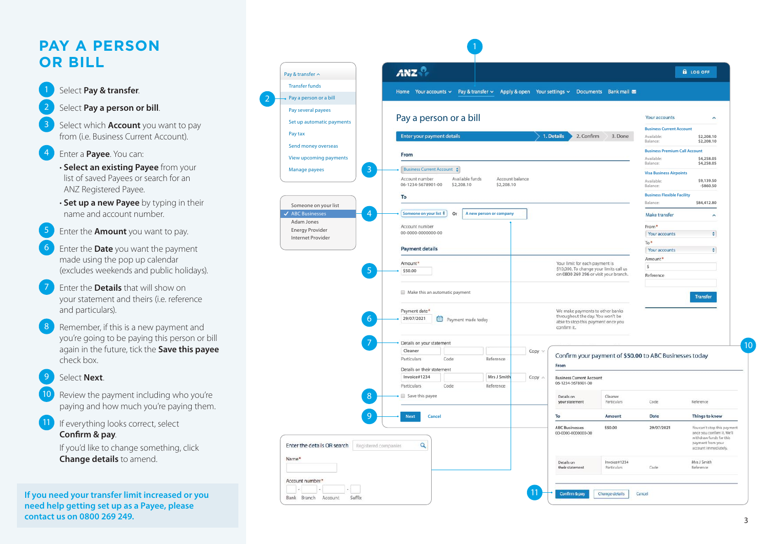# PAY A PERSON OR BILL

1. Select **Pay & transfer**.
2. Select **Pay a person or bill**.
3. Select which **Account** you want to pay from (i.e. Business Current Account).
4. Enter a **Payee**. You can:
   - **Select an existing Payee** from your list of saved Payees or search for an ANZ Registered Payee.
   - **Set up a new Payee** by typing in their name and account number.
5. Enter the **Amount** you want to pay.
6. Enter the **Date** you want the payment made using the pop up calendar (excludes weekends and public holidays).
7. Enter the **Details** that will show on your statement and theirs (i.e. reference and particulars).
8. Remember, if this is a new payment and you're going to be paying this person or bill again in the future, tick the **Save this payee** check box.
9. Select **Next**.
10. Review the payment including who you're paying and how much you're paying them.
11. If everything looks correct, select **Confirm & pay**.

    If you'd like to change something, click **Change details** to amend.

**If you need your transfer limit increased or you need help getting set up as a Payee, please contact us on 0800 269 249.**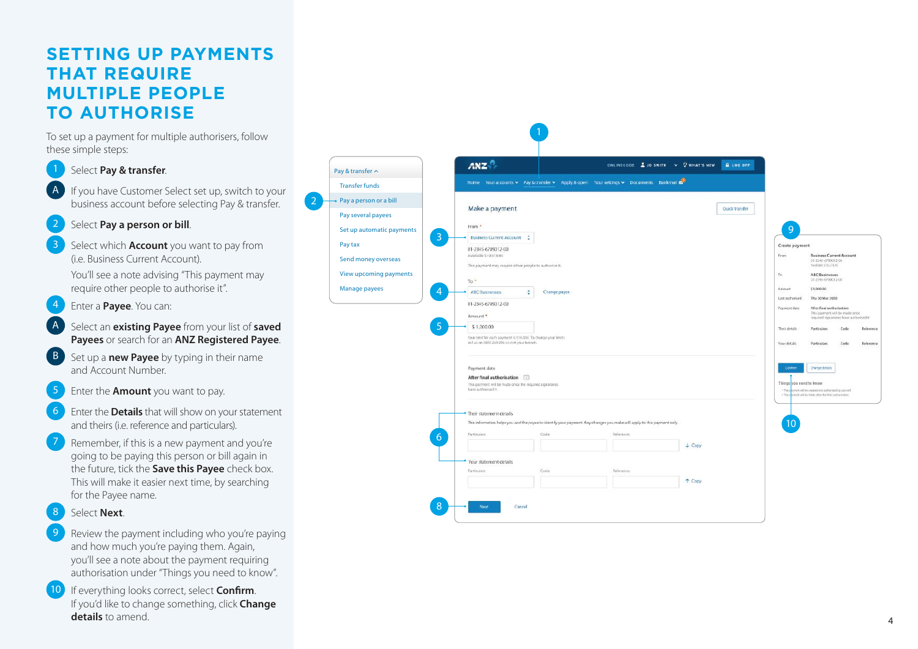# SETTING UP PAYMENTS THAT REQUIRE MULTIPLE PEOPLE TO AUTHORISE

To set up a payment for multiple authorisers, follow these simple steps:

1. Select **Pay & transfer**.
   - A. If you have Customer Select set up, switch to your business account before selecting Pay & transfer.
2. Select **Pay a person or bill**.
3. Select which **Account** you want to pay from (i.e. Business Current Account).

   You'll see a note advising "This payment may require other people to authorise it".
4. Enter a **Payee**. You can:
   - A. Select an **existing Payee** from your list of **saved Payees** or search for an **ANZ Registered Payee**.
   - B. Set up a **new Payee** by typing in their name and Account Number.
5. Enter the **Amount** you want to pay.
6. Enter the **Details** that will show on your statement and theirs (i.e. reference and particulars).
7. Remember, if this is a new payment and you're going to be paying this person or bill again in the future, tick the **Save this Payee** check box. This will make it easier next time, by searching for the Payee name.
8. Select **Next**.
9. Review the payment including who you're paying and how much you're paying them. Again, you'll see a note about the payment requiring authorisation under "Things you need to know".
10. If everything looks correct, select **Confirm**. If you'd like to change something, click **Change details** to amend.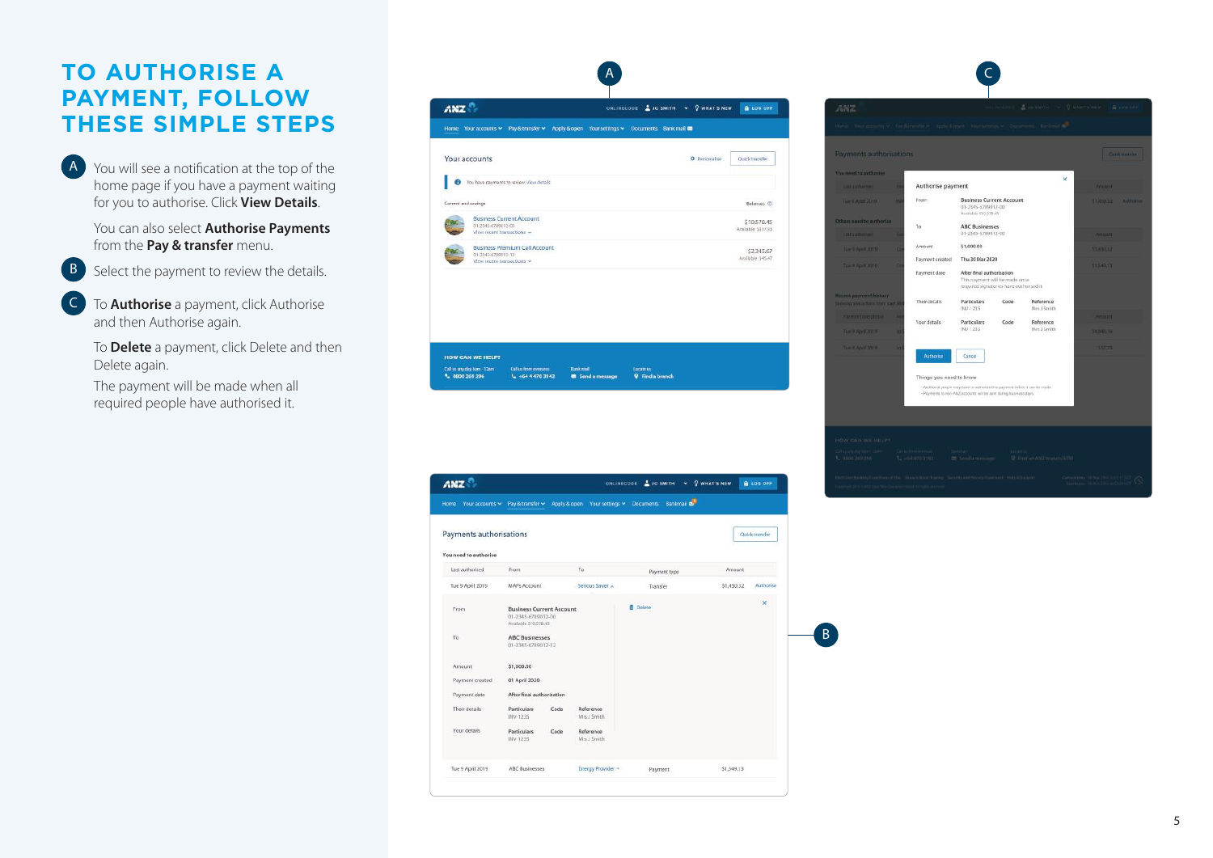# TO AUTHORISE A PAYMENT, FOLLOW THESE SIMPLE STEPS

**A** You will see a notification at the top of the home page if you have a payment waiting for you to authorise. Click **View Details**.

You can also select **Authorise Payments** from the **Pay & transfer** menu.

**B** Select the payment to review the details.

**C** To **Authorise** a payment, click Authorise and then Authorise again.

To **Delete** a payment, click Delete and then Delete again.

The payment will be made when all required people have authorised it.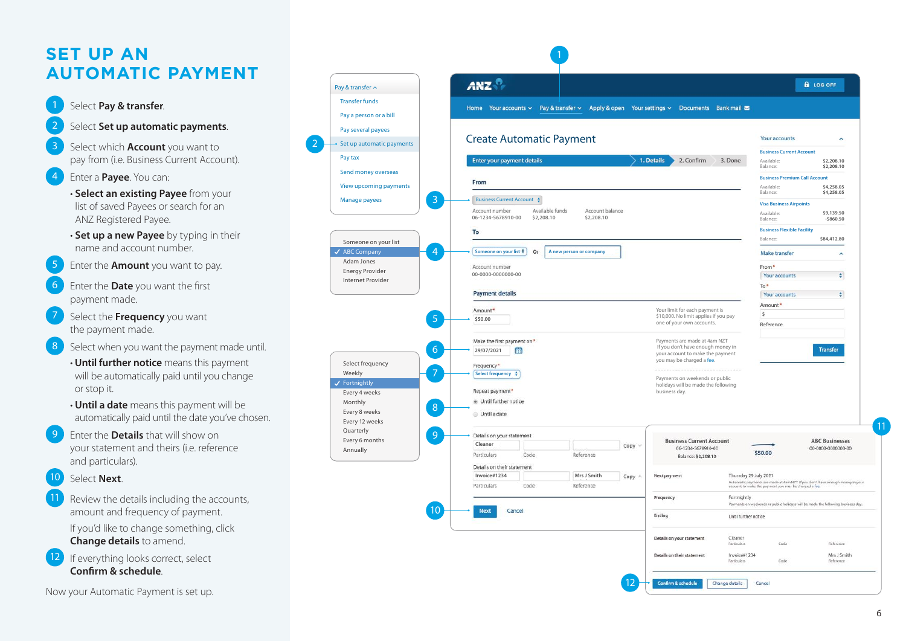# SET UP AN AUTOMATIC PAYMENT

1. Select **Pay & transfer**.
2. Select **Set up automatic payments**.
3. Select which **Account** you want to pay from (i.e. Business Current Account).
4. Enter a **Payee**. You can:
   - **Select an existing Payee** from your list of saved Payees or search for an ANZ Registered Payee.
   - **Set up a new Payee** by typing in their name and account number.
5. Enter the **Amount** you want to pay.
6. Enter the **Date** you want the first payment made.
7. Select the **Frequency** you want the payment made.
8. Select when you want the payment made until.
   - **Until further notice** means this payment will be automatically paid until you change or stop it.
   - **Until a date** means this payment will be automatically paid until the date you've chosen.
9. Enter the **Details** that will show on your statement and theirs (i.e. reference and particulars).
10. Select **Next**.
11. Review the details including the accounts, amount and frequency of payment.

    If you'd like to change something, click **Change details** to amend.
12. If everything looks correct, select **Confirm & schedule**.

Now your Automatic Payment is set up.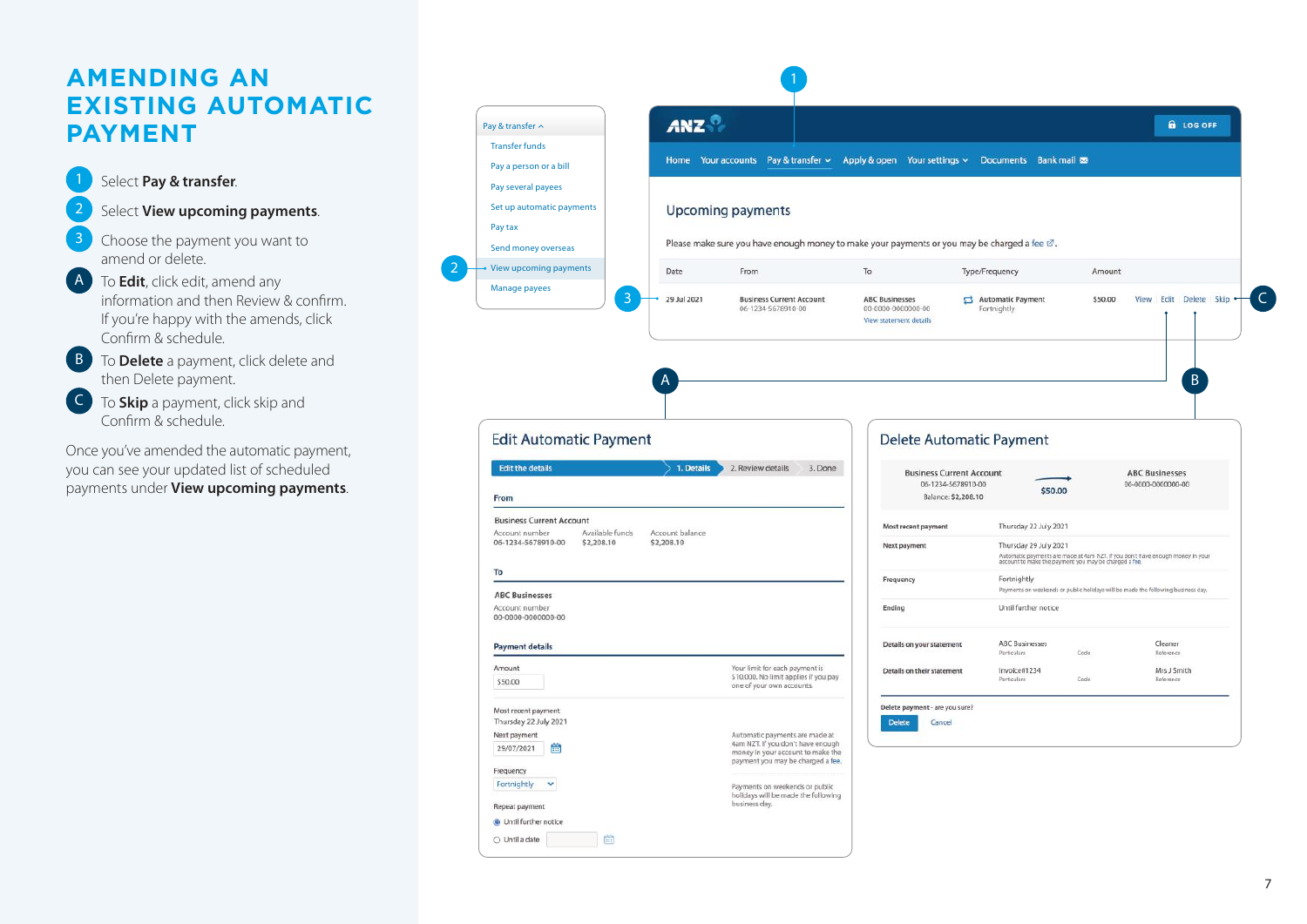# AMENDING AN EXISTING AUTOMATIC PAYMENT

1. Select **Pay & transfer**.
2. Select **View upcoming payments**.
3. Choose the payment you want to amend or delete.

A. To **Edit**, click edit, amend any information and then Review & confirm. If you're happy with the amends, click Confirm & schedule.

B. To **Delete** a payment, click delete and then Delete payment.

C. To **Skip** a payment, click skip and Confirm & schedule.

Once you've amended the automatic payment, you can see your updated list of scheduled payments under **View upcoming payments**.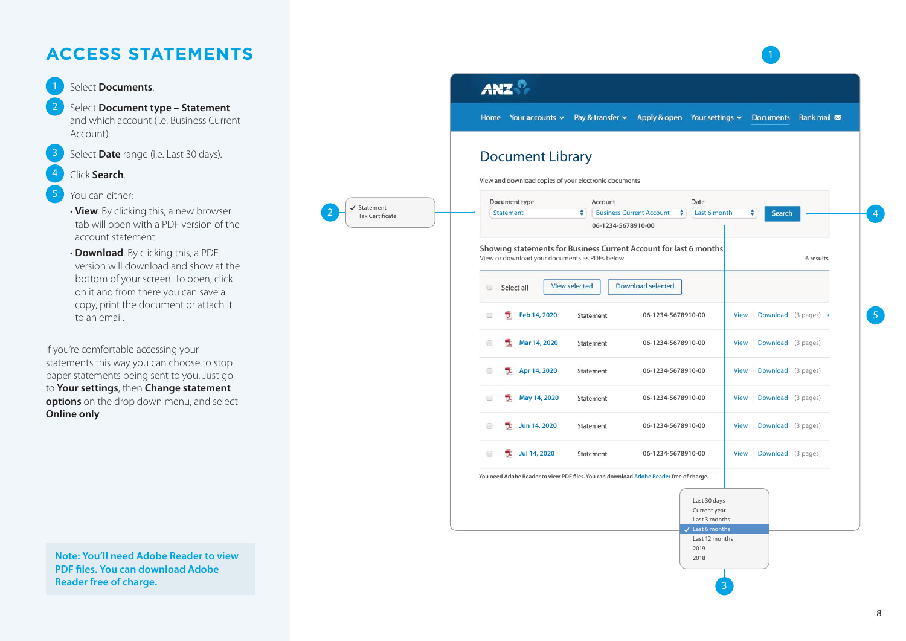# ACCESS STATEMENTS

1. Select **Documents**.
2. Select **Document type – Statement** and which account (i.e. Business Current Account).
3. Select **Date** range (i.e. Last 30 days).
4. Click **Search**.
5. You can either:
   - **View**. By clicking this, a new browser tab will open with a PDF version of the account statement.
   - **Download**. By clicking this, a PDF version will download and show at the bottom of your screen. To open, click on it and from there you can save a copy, print the document or attach it to an email.

If you're comfortable accessing your statements this way you can choose to stop paper statements being sent to you. Just go to **Your settings**, then **Change statement options** on the drop down menu, and select **Online only**.

**Note: You'll need Adobe Reader to view PDF files. You can download Adobe Reader free of charge.**

ANZ

Home | Your accounts | Pay & transfer | Apply & open | Your settings | Documents | Bank mail

## Document Library

View and download copies of your electronic documents

Document type: Statement
Account: Business Current Account
06-1234-5678910-00
Date: Last 6 month
Search

Statement
Tax Certificate

**Showing statements for Business Current Account for last 6 months**
View or download your documents as PDFs below
6 results

Select all | View selected | Download selected

| | | | | | | |
|---|---|---|---|---|---|---|
| Feb 14, 2020 | Statement | 06-1234-5678910-00 | View | Download | (3 pages) |
| Mar 14, 2020 | Statement | 06-1234-5678910-00 | View | Download | (3 pages) |
| Apr 14, 2020 | Statement | 06-1234-5678910-00 | View | Download | (3 pages) |
| May 14, 2020 | Statement | 06-1234-5678910-00 | View | Download | (3 pages) |
| Jun 14, 2020 | Statement | 06-1234-5678910-00 | View | Download | (3 pages) |
| Jul 14, 2020 | Statement | 06-1234-5678910-00 | View | Download | (3 pages) |

You need Adobe Reader to view PDF files. You can download Adobe Reader free of charge.

Last 30 days
Current year
Last 3 months
Last 6 months
Last 12 months
2019
2018